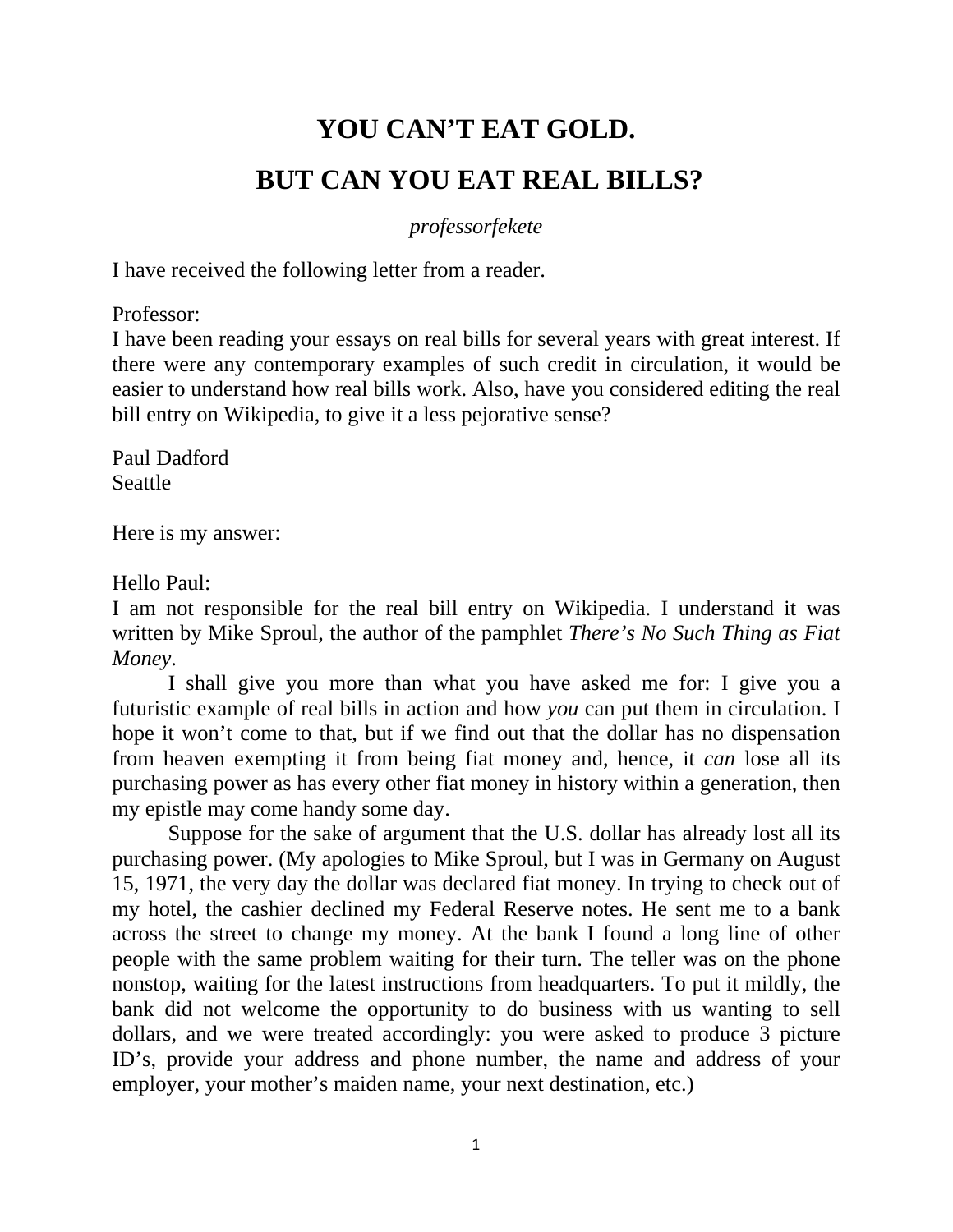# YOU CAN'T EAT GOLD.

# BUT CAN YOU EAT REAL BILLS?

*professorfekete*

I have received the following letter from a reader.

Professor:
I have been reading your essays on real bills for several years with great interest. If there were any contemporary examples of such credit in circulation, it would be easier to understand how real bills work. Also, have you considered editing the real bill entry on Wikipedia, to give it a less pejorative sense?

Paul Dadford
Seattle

Here is my answer:

Hello Paul:
I am not responsible for the real bill entry on Wikipedia. I understand it was written by Mike Sproul, the author of the pamphlet *There's No Such Thing as Fiat Money*.

I shall give you more than what you have asked me for: I give you a futuristic example of real bills in action and how *you* can put them in circulation. I hope it won't come to that, but if we find out that the dollar has no dispensation from heaven exempting it from being fiat money and, hence, it *can* lose all its purchasing power as has every other fiat money in history within a generation, then my epistle may come handy some day.

Suppose for the sake of argument that the U.S. dollar has already lost all its purchasing power. (My apologies to Mike Sproul, but I was in Germany on August 15, 1971, the very day the dollar was declared fiat money. In trying to check out of my hotel, the cashier declined my Federal Reserve notes. He sent me to a bank across the street to change my money. At the bank I found a long line of other people with the same problem waiting for their turn. The teller was on the phone nonstop, waiting for the latest instructions from headquarters. To put it mildly, the bank did not welcome the opportunity to do business with us wanting to sell dollars, and we were treated accordingly: you were asked to produce 3 picture ID's, provide your address and phone number, the name and address of your employer, your mother's maiden name, your next destination, etc.)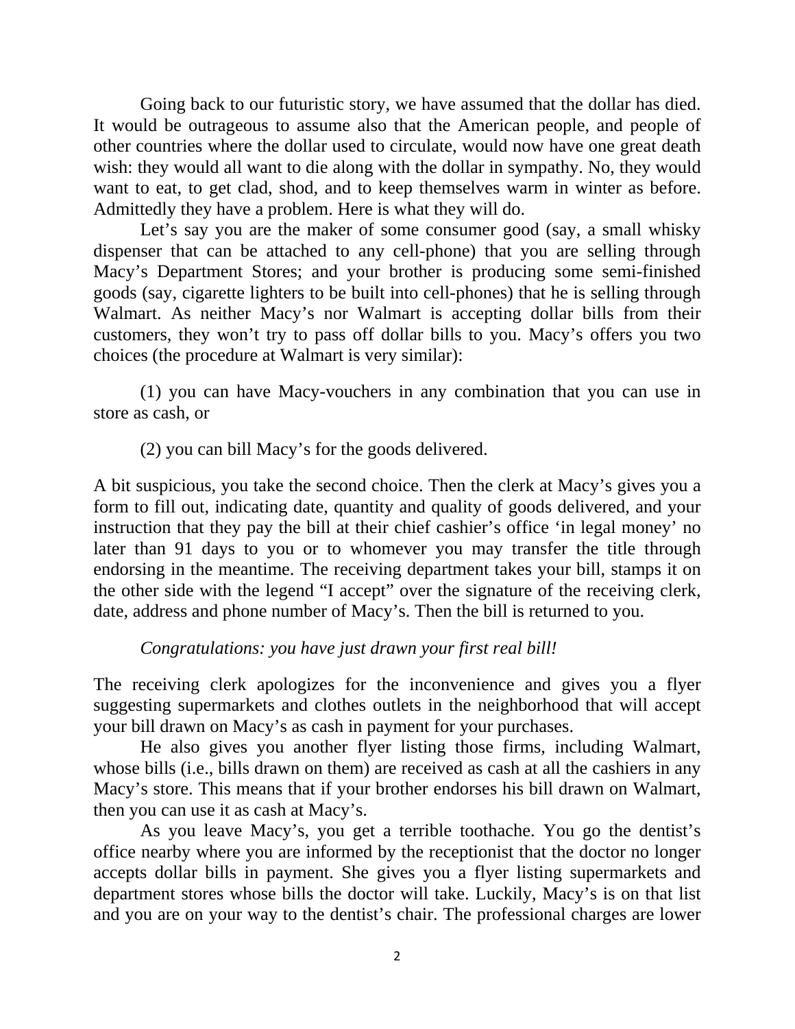Going back to our futuristic story, we have assumed that the dollar has died. It would be outrageous to assume also that the American people, and people of other countries where the dollar used to circulate, would now have one great death wish: they would all want to die along with the dollar in sympathy. No, they would want to eat, to get clad, shod, and to keep themselves warm in winter as before. Admittedly they have a problem. Here is what they will do.

Let's say you are the maker of some consumer good (say, a small whisky dispenser that can be attached to any cell-phone) that you are selling through Macy's Department Stores; and your brother is producing some semi-finished goods (say, cigarette lighters to be built into cell-phones) that he is selling through Walmart. As neither Macy's nor Walmart is accepting dollar bills from their customers, they won't try to pass off dollar bills to you. Macy's offers you two choices (the procedure at Walmart is very similar):

(1) you can have Macy-vouchers in any combination that you can use in store as cash, or

(2) you can bill Macy's for the goods delivered.

A bit suspicious, you take the second choice. Then the clerk at Macy's gives you a form to fill out, indicating date, quantity and quality of goods delivered, and your instruction that they pay the bill at their chief cashier's office 'in legal money' no later than 91 days to you or to whomever you may transfer the title through endorsing in the meantime. The receiving department takes your bill, stamps it on the other side with the legend "I accept" over the signature of the receiving clerk, date, address and phone number of Macy's. Then the bill is returned to you.

*Congratulations: you have just drawn your first real bill!*

The receiving clerk apologizes for the inconvenience and gives you a flyer suggesting supermarkets and clothes outlets in the neighborhood that will accept your bill drawn on Macy's as cash in payment for your purchases.

He also gives you another flyer listing those firms, including Walmart, whose bills (i.e., bills drawn on them) are received as cash at all the cashiers in any Macy's store. This means that if your brother endorses his bill drawn on Walmart, then you can use it as cash at Macy's.

As you leave Macy's, you get a terrible toothache. You go the dentist's office nearby where you are informed by the receptionist that the doctor no longer accepts dollar bills in payment. She gives you a flyer listing supermarkets and department stores whose bills the doctor will take. Luckily, Macy's is on that list and you are on your way to the dentist's chair. The professional charges are lower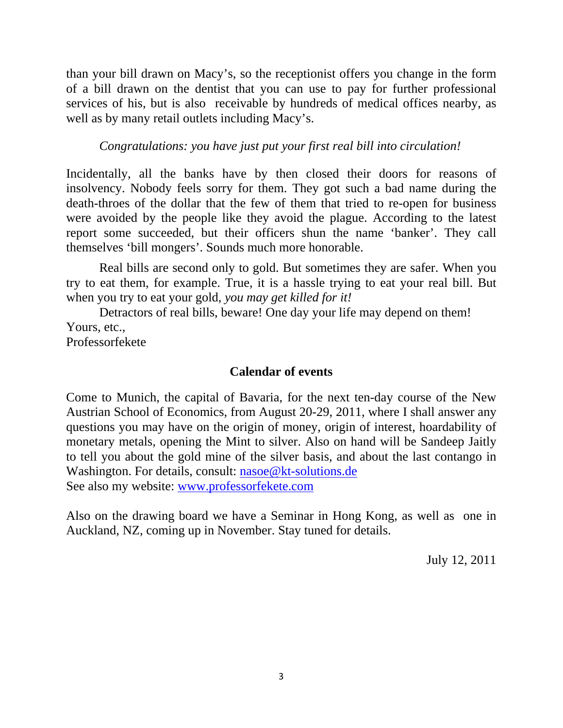than your bill drawn on Macy's, so the receptionist offers you change in the form of a bill drawn on the dentist that you can use to pay for further professional services of his, but is also receivable by hundreds of medical offices nearby, as well as by many retail outlets including Macy's.

*Congratulations: you have just put your first real bill into circulation!*

Incidentally, all the banks have by then closed their doors for reasons of insolvency. Nobody feels sorry for them. They got such a bad name during the death-throes of the dollar that the few of them that tried to re-open for business were avoided by the people like they avoid the plague. According to the latest report some succeeded, but their officers shun the name 'banker'. They call themselves 'bill mongers'. Sounds much more honorable.

Real bills are second only to gold. But sometimes they are safer. When you try to eat them, for example. True, it is a hassle trying to eat your real bill. But when you try to eat your gold, *you may get killed for it!*

Detractors of real bills, beware! One day your life may depend on them!

Yours, etc.,
Professorfekete

## Calendar of events

Come to Munich, the capital of Bavaria, for the next ten-day course of the New Austrian School of Economics, from August 20-29, 2011, where I shall answer any questions you may have on the origin of money, origin of interest, hoardability of monetary metals, opening the Mint to silver. Also on hand will be Sandeep Jaitly to tell you about the gold mine of the silver basis, and about the last contango in Washington. For details, consult: nasoe@kt-solutions.de
See also my website: www.professorfekete.com

Also on the drawing board we have a Seminar in Hong Kong, as well as one in Auckland, NZ, coming up in November. Stay tuned for details.

July 12, 2011